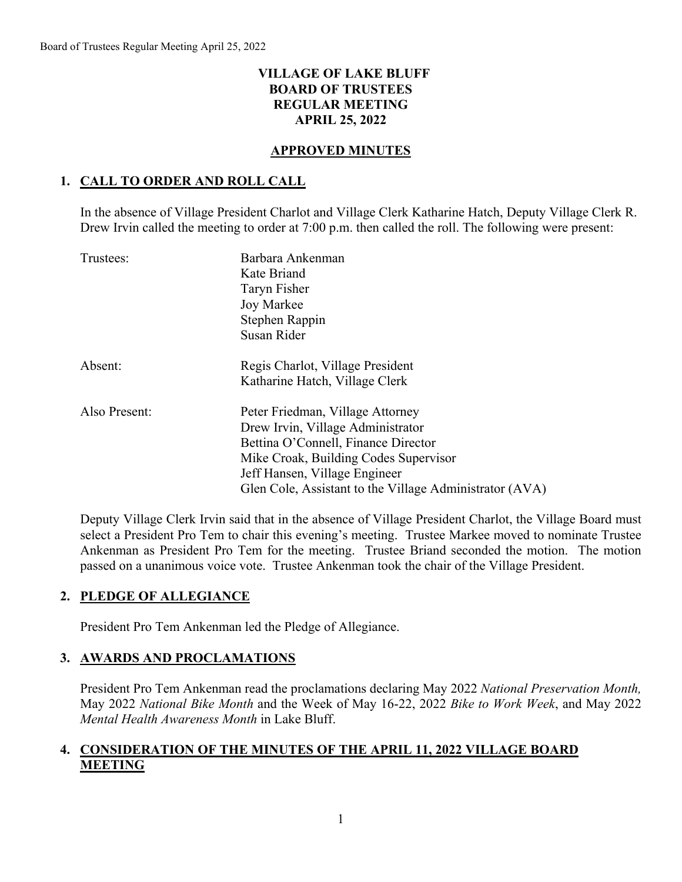**VILLAGE OF LAKE BLUFF**
**BOARD OF TRUSTEES**
**REGULAR MEETING**
**APRIL 25, 2022**

**APPROVED MINUTES**

## 1. CALL TO ORDER AND ROLL CALL

In the absence of Village President Charlot and Village Clerk Katharine Hatch, Deputy Village Clerk R. Drew Irvin called the meeting to order at 7:00 p.m. then called the roll. The following were present:

Trustees: Barbara Ankenman
Kate Briand
Taryn Fisher
Joy Markee
Stephen Rappin
Susan Rider

Absent: Regis Charlot, Village President
Katharine Hatch, Village Clerk

Also Present: Peter Friedman, Village Attorney
Drew Irvin, Village Administrator
Bettina O'Connell, Finance Director
Mike Croak, Building Codes Supervisor
Jeff Hansen, Village Engineer
Glen Cole, Assistant to the Village Administrator (AVA)

Deputy Village Clerk Irvin said that in the absence of Village President Charlot, the Village Board must select a President Pro Tem to chair this evening's meeting. Trustee Markee moved to nominate Trustee Ankenman as President Pro Tem for the meeting. Trustee Briand seconded the motion. The motion passed on a unanimous voice vote. Trustee Ankenman took the chair of the Village President.

## 2. PLEDGE OF ALLEGIANCE

President Pro Tem Ankenman led the Pledge of Allegiance.

## 3. AWARDS AND PROCLAMATIONS

President Pro Tem Ankenman read the proclamations declaring May 2022 *National Preservation Month,* May 2022 *National Bike Month* and the Week of May 16-22, 2022 *Bike to Work Week*, and May 2022 *Mental Health Awareness Month* in Lake Bluff.

## 4. CONSIDERATION OF THE MINUTES OF THE APRIL 11, 2022 VILLAGE BOARD MEETING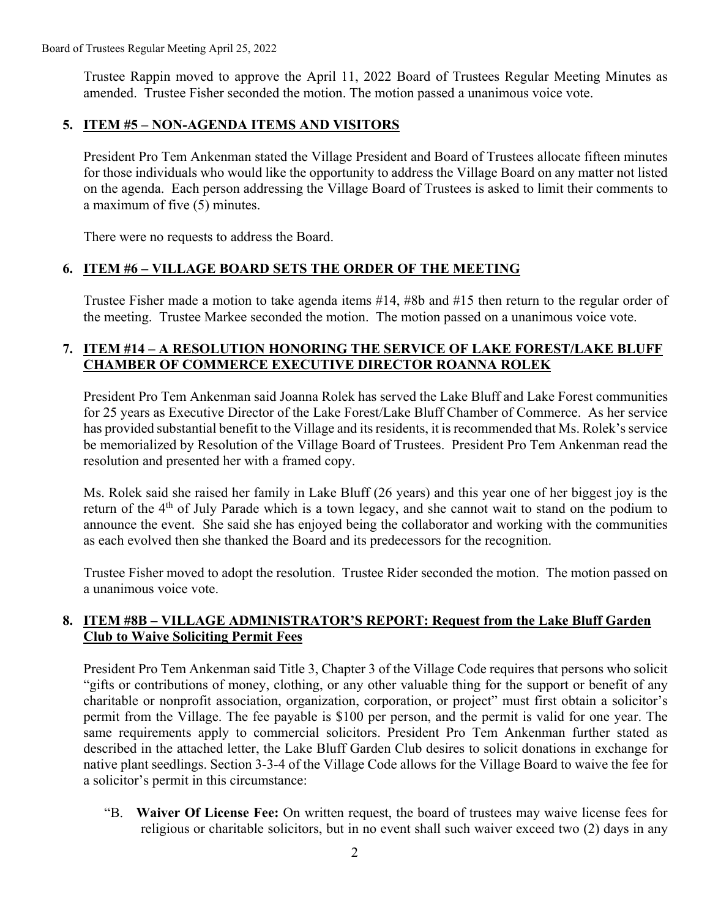Trustee Rappin moved to approve the April 11, 2022 Board of Trustees Regular Meeting Minutes as amended. Trustee Fisher seconded the motion. The motion passed a unanimous voice vote.

## 5. ITEM #5 – NON-AGENDA ITEMS AND VISITORS

President Pro Tem Ankenman stated the Village President and Board of Trustees allocate fifteen minutes for those individuals who would like the opportunity to address the Village Board on any matter not listed on the agenda. Each person addressing the Village Board of Trustees is asked to limit their comments to a maximum of five (5) minutes.

There were no requests to address the Board.

## 6. ITEM #6 – VILLAGE BOARD SETS THE ORDER OF THE MEETING

Trustee Fisher made a motion to take agenda items #14, #8b and #15 then return to the regular order of the meeting. Trustee Markee seconded the motion. The motion passed on a unanimous voice vote.

## 7. ITEM #14 – A RESOLUTION HONORING THE SERVICE OF LAKE FOREST/LAKE BLUFF CHAMBER OF COMMERCE EXECUTIVE DIRECTOR ROANNA ROLEK

President Pro Tem Ankenman said Joanna Rolek has served the Lake Bluff and Lake Forest communities for 25 years as Executive Director of the Lake Forest/Lake Bluff Chamber of Commerce. As her service has provided substantial benefit to the Village and its residents, it is recommended that Ms. Rolek's service be memorialized by Resolution of the Village Board of Trustees. President Pro Tem Ankenman read the resolution and presented her with a framed copy.

Ms. Rolek said she raised her family in Lake Bluff (26 years) and this year one of her biggest joy is the return of the 4th of July Parade which is a town legacy, and she cannot wait to stand on the podium to announce the event. She said she has enjoyed being the collaborator and working with the communities as each evolved then she thanked the Board and its predecessors for the recognition.

Trustee Fisher moved to adopt the resolution. Trustee Rider seconded the motion. The motion passed on a unanimous voice vote.

## 8. ITEM #8B – VILLAGE ADMINISTRATOR'S REPORT: Request from the Lake Bluff Garden Club to Waive Soliciting Permit Fees

President Pro Tem Ankenman said Title 3, Chapter 3 of the Village Code requires that persons who solicit "gifts or contributions of money, clothing, or any other valuable thing for the support or benefit of any charitable or nonprofit association, organization, corporation, or project" must first obtain a solicitor's permit from the Village. The fee payable is $100 per person, and the permit is valid for one year. The same requirements apply to commercial solicitors. President Pro Tem Ankenman further stated as described in the attached letter, the Lake Bluff Garden Club desires to solicit donations in exchange for native plant seedlings. Section 3-3-4 of the Village Code allows for the Village Board to waive the fee for a solicitor's permit in this circumstance:

"B. **Waiver Of License Fee:** On written request, the board of trustees may waive license fees for religious or charitable solicitors, but in no event shall such waiver exceed two (2) days in any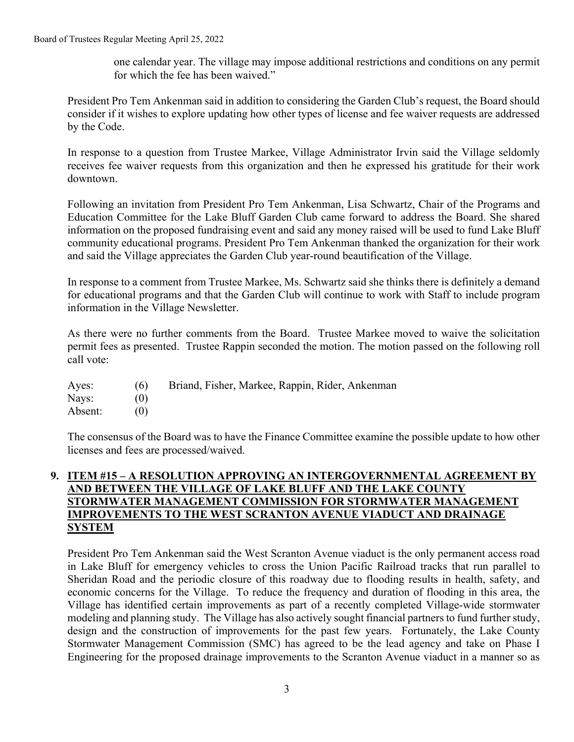one calendar year. The village may impose additional restrictions and conditions on any permit for which the fee has been waived."

President Pro Tem Ankenman said in addition to considering the Garden Club's request, the Board should consider if it wishes to explore updating how other types of license and fee waiver requests are addressed by the Code.

In response to a question from Trustee Markee, Village Administrator Irvin said the Village seldomly receives fee waiver requests from this organization and then he expressed his gratitude for their work downtown.

Following an invitation from President Pro Tem Ankenman, Lisa Schwartz, Chair of the Programs and Education Committee for the Lake Bluff Garden Club came forward to address the Board. She shared information on the proposed fundraising event and said any money raised will be used to fund Lake Bluff community educational programs. President Pro Tem Ankenman thanked the organization for their work and said the Village appreciates the Garden Club year-round beautification of the Village.

In response to a comment from Trustee Markee, Ms. Schwartz said she thinks there is definitely a demand for educational programs and that the Garden Club will continue to work with Staff to include program information in the Village Newsletter.

As there were no further comments from the Board. Trustee Markee moved to waive the solicitation permit fees as presented. Trustee Rappin seconded the motion. The motion passed on the following roll call vote:

| | | |
|---|---|---|
| Ayes: | (6) | Briand, Fisher, Markee, Rappin, Rider, Ankenman |
| Nays: | (0) | |
| Absent: | (0) | |

The consensus of the Board was to have the Finance Committee examine the possible update to how other licenses and fees are processed/waived.

## 9. ITEM #15 – A RESOLUTION APPROVING AN INTERGOVERNMENTAL AGREEMENT BY AND BETWEEN THE VILLAGE OF LAKE BLUFF AND THE LAKE COUNTY STORMWATER MANAGEMENT COMMISSION FOR STORMWATER MANAGEMENT IMPROVEMENTS TO THE WEST SCRANTON AVENUE VIADUCT AND DRAINAGE SYSTEM

President Pro Tem Ankenman said the West Scranton Avenue viaduct is the only permanent access road in Lake Bluff for emergency vehicles to cross the Union Pacific Railroad tracks that run parallel to Sheridan Road and the periodic closure of this roadway due to flooding results in health, safety, and economic concerns for the Village. To reduce the frequency and duration of flooding in this area, the Village has identified certain improvements as part of a recently completed Village-wide stormwater modeling and planning study. The Village has also actively sought financial partners to fund further study, design and the construction of improvements for the past few years. Fortunately, the Lake County Stormwater Management Commission (SMC) has agreed to be the lead agency and take on Phase I Engineering for the proposed drainage improvements to the Scranton Avenue viaduct in a manner so as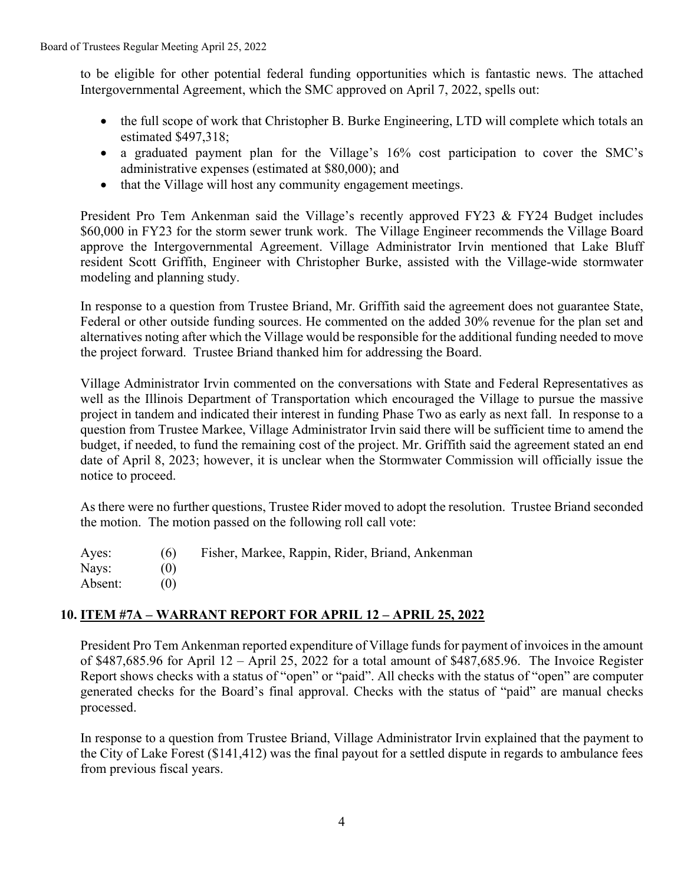to be eligible for other potential federal funding opportunities which is fantastic news. The attached Intergovernmental Agreement, which the SMC approved on April 7, 2022, spells out:

- the full scope of work that Christopher B. Burke Engineering, LTD will complete which totals an estimated $497,318;
- a graduated payment plan for the Village's 16% cost participation to cover the SMC's administrative expenses (estimated at $80,000); and
- that the Village will host any community engagement meetings.

President Pro Tem Ankenman said the Village's recently approved FY23 & FY24 Budget includes $60,000 in FY23 for the storm sewer trunk work. The Village Engineer recommends the Village Board approve the Intergovernmental Agreement. Village Administrator Irvin mentioned that Lake Bluff resident Scott Griffith, Engineer with Christopher Burke, assisted with the Village-wide stormwater modeling and planning study.

In response to a question from Trustee Briand, Mr. Griffith said the agreement does not guarantee State, Federal or other outside funding sources. He commented on the added 30% revenue for the plan set and alternatives noting after which the Village would be responsible for the additional funding needed to move the project forward. Trustee Briand thanked him for addressing the Board.

Village Administrator Irvin commented on the conversations with State and Federal Representatives as well as the Illinois Department of Transportation which encouraged the Village to pursue the massive project in tandem and indicated their interest in funding Phase Two as early as next fall. In response to a question from Trustee Markee, Village Administrator Irvin said there will be sufficient time to amend the budget, if needed, to fund the remaining cost of the project. Mr. Griffith said the agreement stated an end date of April 8, 2023; however, it is unclear when the Stormwater Commission will officially issue the notice to proceed.

As there were no further questions, Trustee Rider moved to adopt the resolution. Trustee Briand seconded the motion. The motion passed on the following roll call vote:

Ayes: (6) Fisher, Markee, Rappin, Rider, Briand, Ankenman
Nays: (0)
Absent: (0)

## 10. ITEM #7A – WARRANT REPORT FOR APRIL 12 – APRIL 25, 2022

President Pro Tem Ankenman reported expenditure of Village funds for payment of invoices in the amount of $487,685.96 for April 12 – April 25, 2022 for a total amount of $487,685.96. The Invoice Register Report shows checks with a status of "open" or "paid". All checks with the status of "open" are computer generated checks for the Board's final approval. Checks with the status of "paid" are manual checks processed.

In response to a question from Trustee Briand, Village Administrator Irvin explained that the payment to the City of Lake Forest ($141,412) was the final payout for a settled dispute in regards to ambulance fees from previous fiscal years.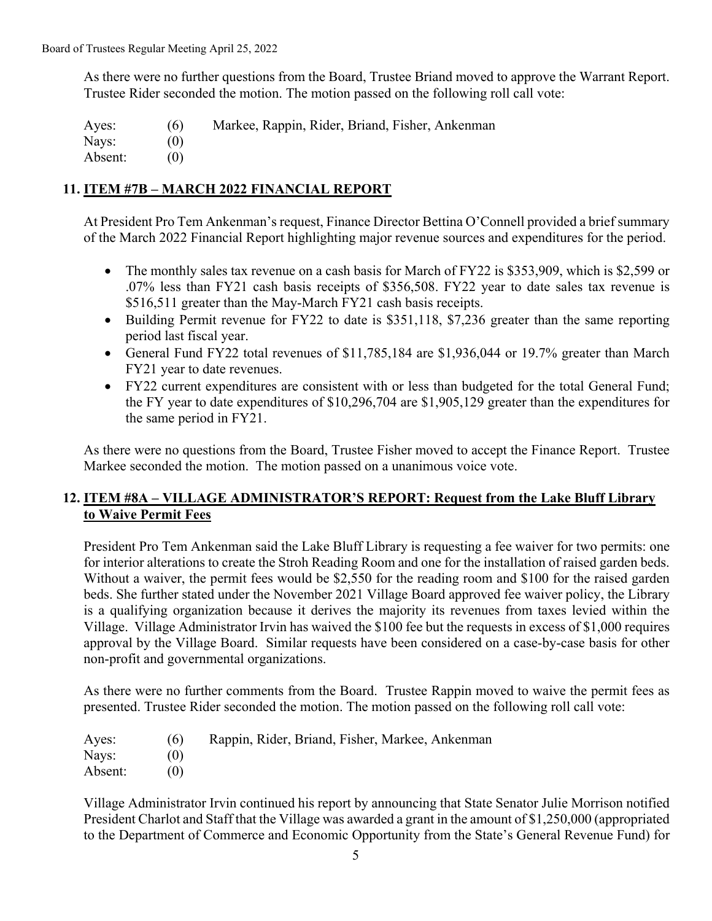As there were no further questions from the Board, Trustee Briand moved to approve the Warrant Report. Trustee Rider seconded the motion. The motion passed on the following roll call vote:

Ayes: (6) Markee, Rappin, Rider, Briand, Fisher, Ankenman
Nays: (0)
Absent: (0)

## 11. ITEM #7B – MARCH 2022 FINANCIAL REPORT

At President Pro Tem Ankenman's request, Finance Director Bettina O'Connell provided a brief summary of the March 2022 Financial Report highlighting major revenue sources and expenditures for the period.

- The monthly sales tax revenue on a cash basis for March of FY22 is $353,909, which is $2,599 or .07% less than FY21 cash basis receipts of $356,508. FY22 year to date sales tax revenue is $516,511 greater than the May-March FY21 cash basis receipts.
- Building Permit revenue for FY22 to date is $351,118, $7,236 greater than the same reporting period last fiscal year.
- General Fund FY22 total revenues of $11,785,184 are $1,936,044 or 19.7% greater than March FY21 year to date revenues.
- FY22 current expenditures are consistent with or less than budgeted for the total General Fund; the FY year to date expenditures of $10,296,704 are $1,905,129 greater than the expenditures for the same period in FY21.

As there were no questions from the Board, Trustee Fisher moved to accept the Finance Report. Trustee Markee seconded the motion. The motion passed on a unanimous voice vote.

## 12. ITEM #8A – VILLAGE ADMINISTRATOR'S REPORT: Request from the Lake Bluff Library to Waive Permit Fees

President Pro Tem Ankenman said the Lake Bluff Library is requesting a fee waiver for two permits: one for interior alterations to create the Stroh Reading Room and one for the installation of raised garden beds. Without a waiver, the permit fees would be $2,550 for the reading room and $100 for the raised garden beds. She further stated under the November 2021 Village Board approved fee waiver policy, the Library is a qualifying organization because it derives the majority its revenues from taxes levied within the Village. Village Administrator Irvin has waived the $100 fee but the requests in excess of $1,000 requires approval by the Village Board. Similar requests have been considered on a case-by-case basis for other non-profit and governmental organizations.

As there were no further comments from the Board. Trustee Rappin moved to waive the permit fees as presented. Trustee Rider seconded the motion. The motion passed on the following roll call vote:

Ayes: (6) Rappin, Rider, Briand, Fisher, Markee, Ankenman
Nays: (0)
Absent: (0)

Village Administrator Irvin continued his report by announcing that State Senator Julie Morrison notified President Charlot and Staff that the Village was awarded a grant in the amount of $1,250,000 (appropriated to the Department of Commerce and Economic Opportunity from the State's General Revenue Fund) for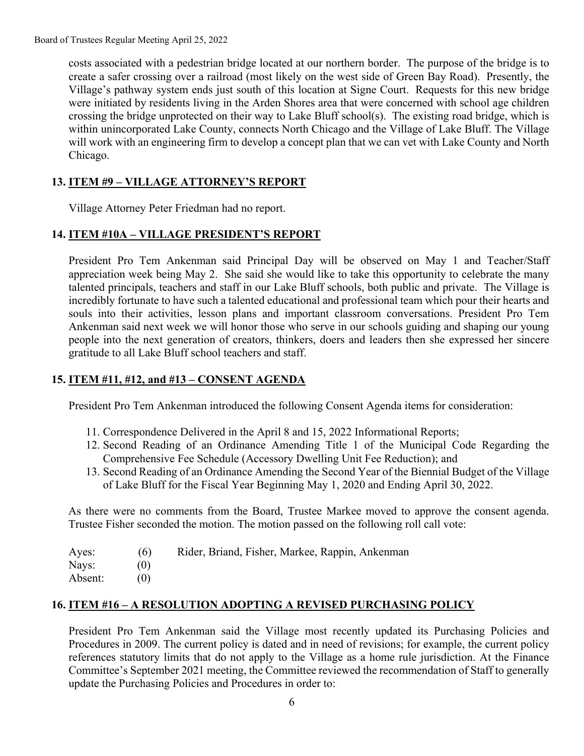costs associated with a pedestrian bridge located at our northern border. The purpose of the bridge is to create a safer crossing over a railroad (most likely on the west side of Green Bay Road). Presently, the Village's pathway system ends just south of this location at Signe Court. Requests for this new bridge were initiated by residents living in the Arden Shores area that were concerned with school age children crossing the bridge unprotected on their way to Lake Bluff school(s). The existing road bridge, which is within unincorporated Lake County, connects North Chicago and the Village of Lake Bluff. The Village will work with an engineering firm to develop a concept plan that we can vet with Lake County and North Chicago.

## 13. ITEM #9 – VILLAGE ATTORNEY'S REPORT

Village Attorney Peter Friedman had no report.

## 14. ITEM #10A – VILLAGE PRESIDENT'S REPORT

President Pro Tem Ankenman said Principal Day will be observed on May 1 and Teacher/Staff appreciation week being May 2. She said she would like to take this opportunity to celebrate the many talented principals, teachers and staff in our Lake Bluff schools, both public and private. The Village is incredibly fortunate to have such a talented educational and professional team which pour their hearts and souls into their activities, lesson plans and important classroom conversations. President Pro Tem Ankenman said next week we will honor those who serve in our schools guiding and shaping our young people into the next generation of creators, thinkers, doers and leaders then she expressed her sincere gratitude to all Lake Bluff school teachers and staff.

## 15. ITEM #11, #12, and #13 – CONSENT AGENDA

President Pro Tem Ankenman introduced the following Consent Agenda items for consideration:

11. Correspondence Delivered in the April 8 and 15, 2022 Informational Reports;
12. Second Reading of an Ordinance Amending Title 1 of the Municipal Code Regarding the Comprehensive Fee Schedule (Accessory Dwelling Unit Fee Reduction); and
13. Second Reading of an Ordinance Amending the Second Year of the Biennial Budget of the Village of Lake Bluff for the Fiscal Year Beginning May 1, 2020 and Ending April 30, 2022.

As there were no comments from the Board, Trustee Markee moved to approve the consent agenda. Trustee Fisher seconded the motion. The motion passed on the following roll call vote:

Ayes: (6) Rider, Briand, Fisher, Markee, Rappin, Ankenman
Nays: (0)
Absent: (0)

## 16. ITEM #16 – A RESOLUTION ADOPTING A REVISED PURCHASING POLICY

President Pro Tem Ankenman said the Village most recently updated its Purchasing Policies and Procedures in 2009. The current policy is dated and in need of revisions; for example, the current policy references statutory limits that do not apply to the Village as a home rule jurisdiction. At the Finance Committee's September 2021 meeting, the Committee reviewed the recommendation of Staff to generally update the Purchasing Policies and Procedures in order to: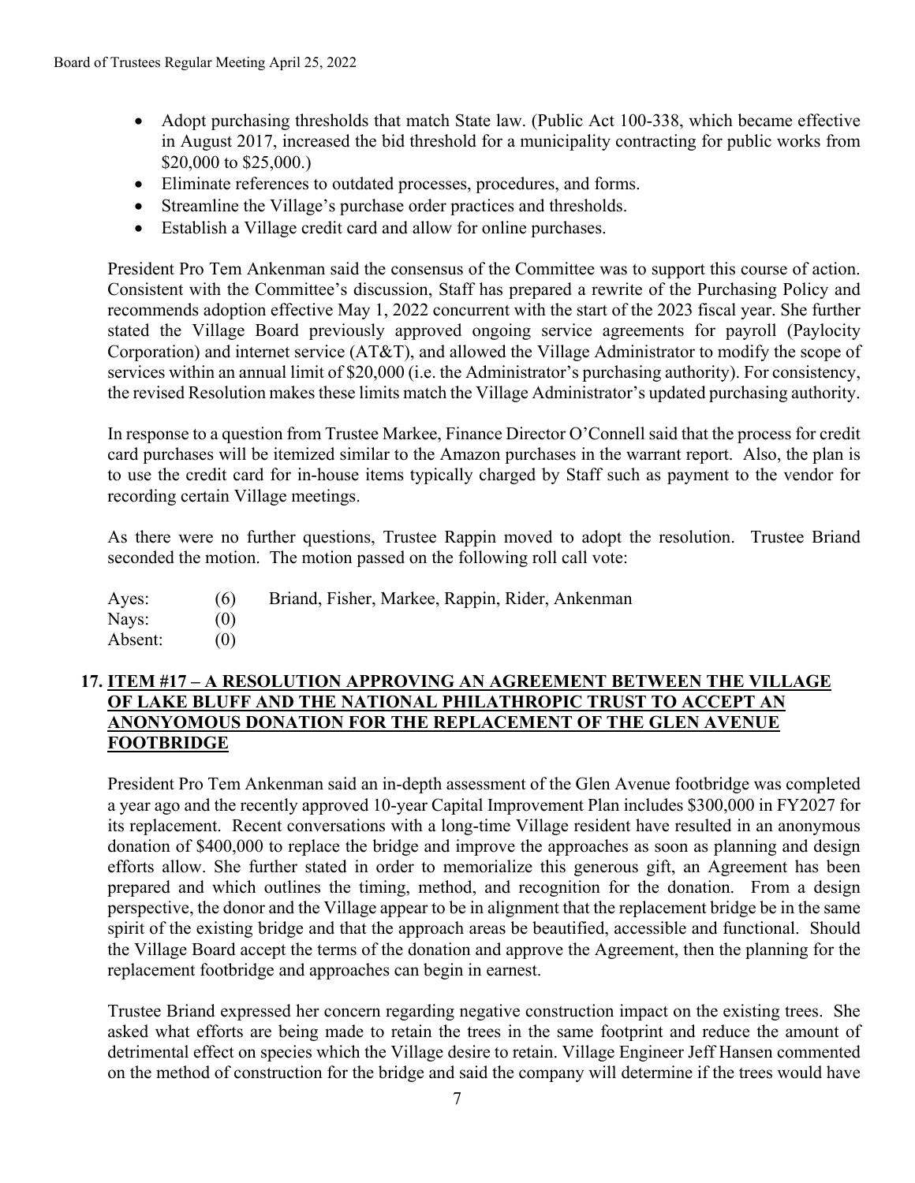- Adopt purchasing thresholds that match State law. (Public Act 100-338, which became effective in August 2017, increased the bid threshold for a municipality contracting for public works from $20,000 to $25,000.)
- Eliminate references to outdated processes, procedures, and forms.
- Streamline the Village's purchase order practices and thresholds.
- Establish a Village credit card and allow for online purchases.

President Pro Tem Ankenman said the consensus of the Committee was to support this course of action. Consistent with the Committee's discussion, Staff has prepared a rewrite of the Purchasing Policy and recommends adoption effective May 1, 2022 concurrent with the start of the 2023 fiscal year. She further stated the Village Board previously approved ongoing service agreements for payroll (Paylocity Corporation) and internet service (AT&T), and allowed the Village Administrator to modify the scope of services within an annual limit of $20,000 (i.e. the Administrator's purchasing authority). For consistency, the revised Resolution makes these limits match the Village Administrator's updated purchasing authority.

In response to a question from Trustee Markee, Finance Director O'Connell said that the process for credit card purchases will be itemized similar to the Amazon purchases in the warrant report. Also, the plan is to use the credit card for in-house items typically charged by Staff such as payment to the vendor for recording certain Village meetings.

As there were no further questions, Trustee Rappin moved to adopt the resolution. Trustee Briand seconded the motion. The motion passed on the following roll call vote:

Ayes: (6) Briand, Fisher, Markee, Rappin, Rider, Ankenman
Nays: (0)
Absent: (0)

## 17. <u>ITEM #17 – A RESOLUTION APPROVING AN AGREEMENT BETWEEN THE VILLAGE OF LAKE BLUFF AND THE NATIONAL PHILATHROPIC TRUST TO ACCEPT AN ANONYOMOUS DONATION FOR THE REPLACEMENT OF THE GLEN AVENUE FOOTBRIDGE</u>

President Pro Tem Ankenman said an in-depth assessment of the Glen Avenue footbridge was completed a year ago and the recently approved 10-year Capital Improvement Plan includes $300,000 in FY2027 for its replacement. Recent conversations with a long-time Village resident have resulted in an anonymous donation of $400,000 to replace the bridge and improve the approaches as soon as planning and design efforts allow. She further stated in order to memorialize this generous gift, an Agreement has been prepared and which outlines the timing, method, and recognition for the donation. From a design perspective, the donor and the Village appear to be in alignment that the replacement bridge be in the same spirit of the existing bridge and that the approach areas be beautified, accessible and functional. Should the Village Board accept the terms of the donation and approve the Agreement, then the planning for the replacement footbridge and approaches can begin in earnest.

Trustee Briand expressed her concern regarding negative construction impact on the existing trees. She asked what efforts are being made to retain the trees in the same footprint and reduce the amount of detrimental effect on species which the Village desire to retain. Village Engineer Jeff Hansen commented on the method of construction for the bridge and said the company will determine if the trees would have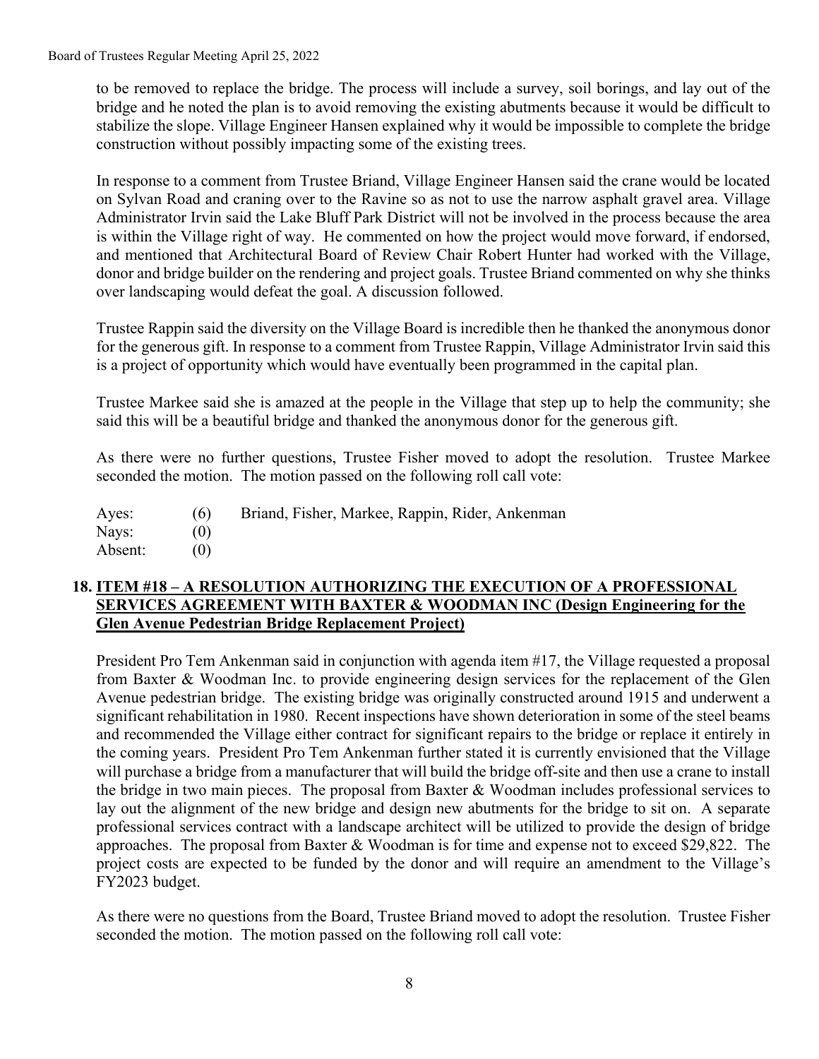to be removed to replace the bridge. The process will include a survey, soil borings, and lay out of the bridge and he noted the plan is to avoid removing the existing abutments because it would be difficult to stabilize the slope. Village Engineer Hansen explained why it would be impossible to complete the bridge construction without possibly impacting some of the existing trees.

In response to a comment from Trustee Briand, Village Engineer Hansen said the crane would be located on Sylvan Road and craning over to the Ravine so as not to use the narrow asphalt gravel area. Village Administrator Irvin said the Lake Bluff Park District will not be involved in the process because the area is within the Village right of way. He commented on how the project would move forward, if endorsed, and mentioned that Architectural Board of Review Chair Robert Hunter had worked with the Village, donor and bridge builder on the rendering and project goals. Trustee Briand commented on why she thinks over landscaping would defeat the goal. A discussion followed.

Trustee Rappin said the diversity on the Village Board is incredible then he thanked the anonymous donor for the generous gift. In response to a comment from Trustee Rappin, Village Administrator Irvin said this is a project of opportunity which would have eventually been programmed in the capital plan.

Trustee Markee said she is amazed at the people in the Village that step up to help the community; she said this will be a beautiful bridge and thanked the anonymous donor for the generous gift.

As there were no further questions, Trustee Fisher moved to adopt the resolution. Trustee Markee seconded the motion. The motion passed on the following roll call vote:

| | | |
|---|---|---|
| Ayes: | (6) | Briand, Fisher, Markee, Rappin, Rider, Ankenman |
| Nays: | (0) | |
| Absent: | (0) | |

## 18. ITEM #18 – A RESOLUTION AUTHORIZING THE EXECUTION OF A PROFESSIONAL SERVICES AGREEMENT WITH BAXTER & WOODMAN INC (Design Engineering for the Glen Avenue Pedestrian Bridge Replacement Project)

President Pro Tem Ankenman said in conjunction with agenda item #17, the Village requested a proposal from Baxter & Woodman Inc. to provide engineering design services for the replacement of the Glen Avenue pedestrian bridge. The existing bridge was originally constructed around 1915 and underwent a significant rehabilitation in 1980. Recent inspections have shown deterioration in some of the steel beams and recommended the Village either contract for significant repairs to the bridge or replace it entirely in the coming years. President Pro Tem Ankenman further stated it is currently envisioned that the Village will purchase a bridge from a manufacturer that will build the bridge off-site and then use a crane to install the bridge in two main pieces. The proposal from Baxter & Woodman includes professional services to lay out the alignment of the new bridge and design new abutments for the bridge to sit on. A separate professional services contract with a landscape architect will be utilized to provide the design of bridge approaches. The proposal from Baxter & Woodman is for time and expense not to exceed $29,822. The project costs are expected to be funded by the donor and will require an amendment to the Village's FY2023 budget.

As there were no questions from the Board, Trustee Briand moved to adopt the resolution. Trustee Fisher seconded the motion. The motion passed on the following roll call vote: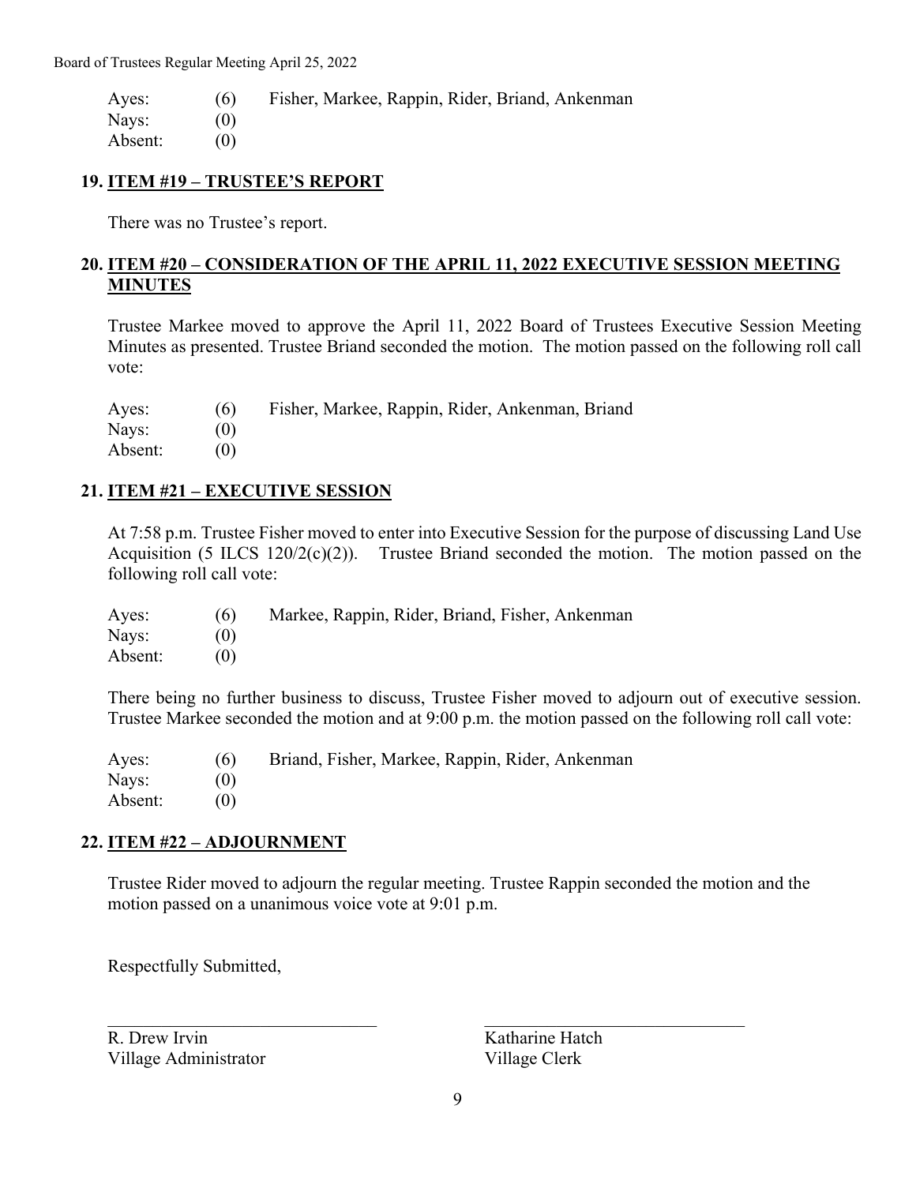| | | |
|---|---|---|
| Ayes: | (6) | Fisher, Markee, Rappin, Rider, Briand, Ankenman |
| Nays: | (0) | |
| Absent: | (0) | |

## 19. ITEM #19 – TRUSTEE'S REPORT

There was no Trustee's report.

## 20. ITEM #20 – CONSIDERATION OF THE APRIL 11, 2022 EXECUTIVE SESSION MEETING MINUTES

Trustee Markee moved to approve the April 11, 2022 Board of Trustees Executive Session Meeting Minutes as presented. Trustee Briand seconded the motion. The motion passed on the following roll call vote:

| | | |
|---|---|---|
| Ayes: | (6) | Fisher, Markee, Rappin, Rider, Ankenman, Briand |
| Nays: | (0) | |
| Absent: | (0) | |

## 21. ITEM #21 – EXECUTIVE SESSION

At 7:58 p.m. Trustee Fisher moved to enter into Executive Session for the purpose of discussing Land Use Acquisition (5 ILCS 120/2(c)(2)). Trustee Briand seconded the motion. The motion passed on the following roll call vote:

| | | |
|---|---|---|
| Ayes: | (6) | Markee, Rappin, Rider, Briand, Fisher, Ankenman |
| Nays: | (0) | |
| Absent: | (0) | |

There being no further business to discuss, Trustee Fisher moved to adjourn out of executive session. Trustee Markee seconded the motion and at 9:00 p.m. the motion passed on the following roll call vote:

| | | |
|---|---|---|
| Ayes: | (6) | Briand, Fisher, Markee, Rappin, Rider, Ankenman |
| Nays: | (0) | |
| Absent: | (0) | |

## 22. ITEM #22 – ADJOURNMENT

Trustee Rider moved to adjourn the regular meeting. Trustee Rappin seconded the motion and the motion passed on a unanimous voice vote at 9:01 p.m.

Respectfully Submitted,

| | |
|---|---|
| R. Drew Irvin | Katharine Hatch |
| Village Administrator | Village Clerk |